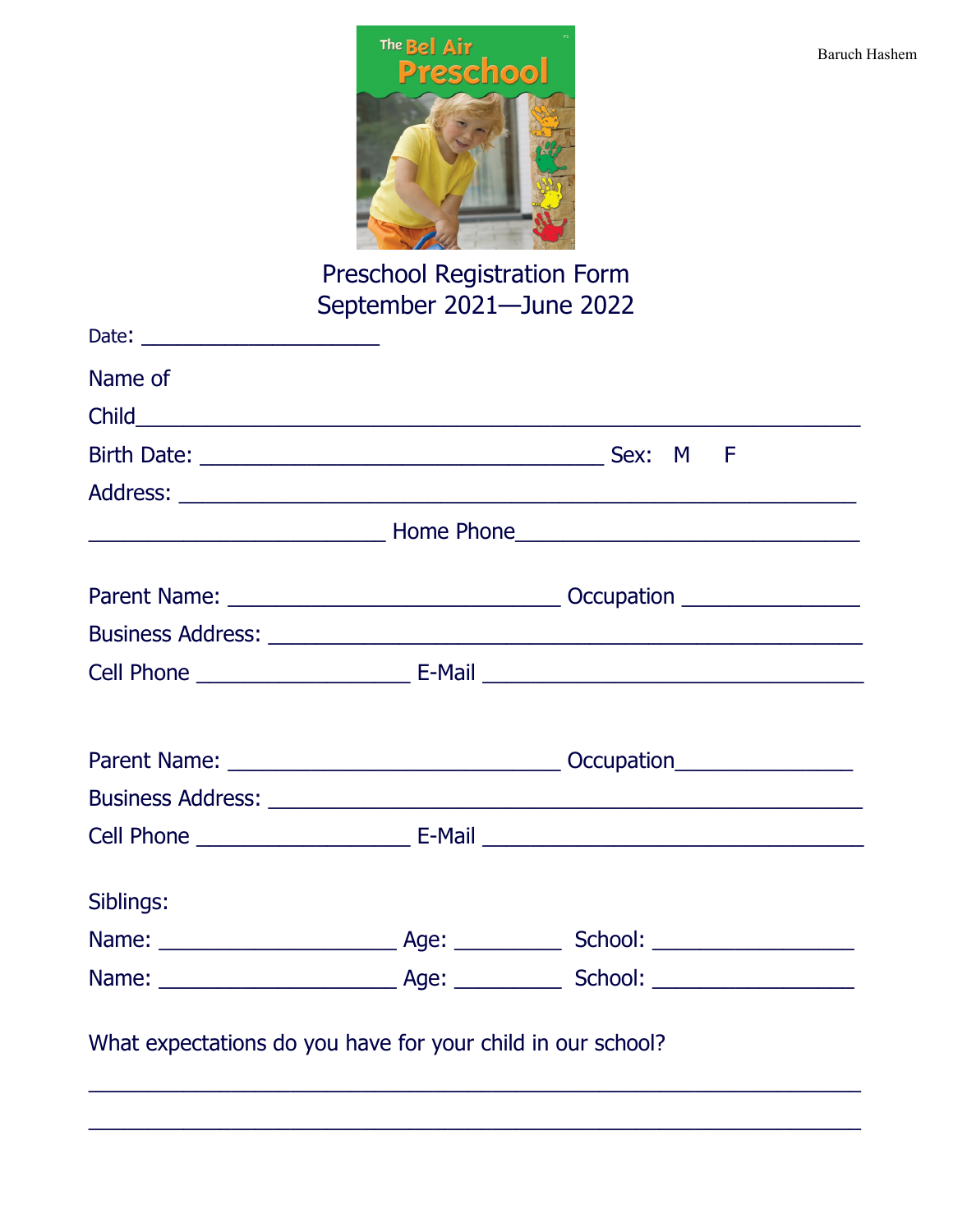Baruch Hashem

# The Bel Air Preschool

## Preschool Registration Form
## September 2021—June 2022

Date: ____________________

Name of Child___________________________________________________________

Birth Date: __________________________________ Sex: M F

Address: _________________________________________________________

_________________________ Home Phone_____________________________

Parent Name: ____________________________ Occupation _______________

Business Address: __________________________________________________

Cell Phone __________________ E-Mail _________________________________

Parent Name: ____________________________ Occupation_______________

Business Address: __________________________________________________

Cell Phone __________________ E-Mail _________________________________

Siblings:

Name: ____________________ Age: _________ School: _________________

Name: ____________________ Age: _________ School: _________________

What expectations do you have for your child in our school?

_________________________________________________________________

_________________________________________________________________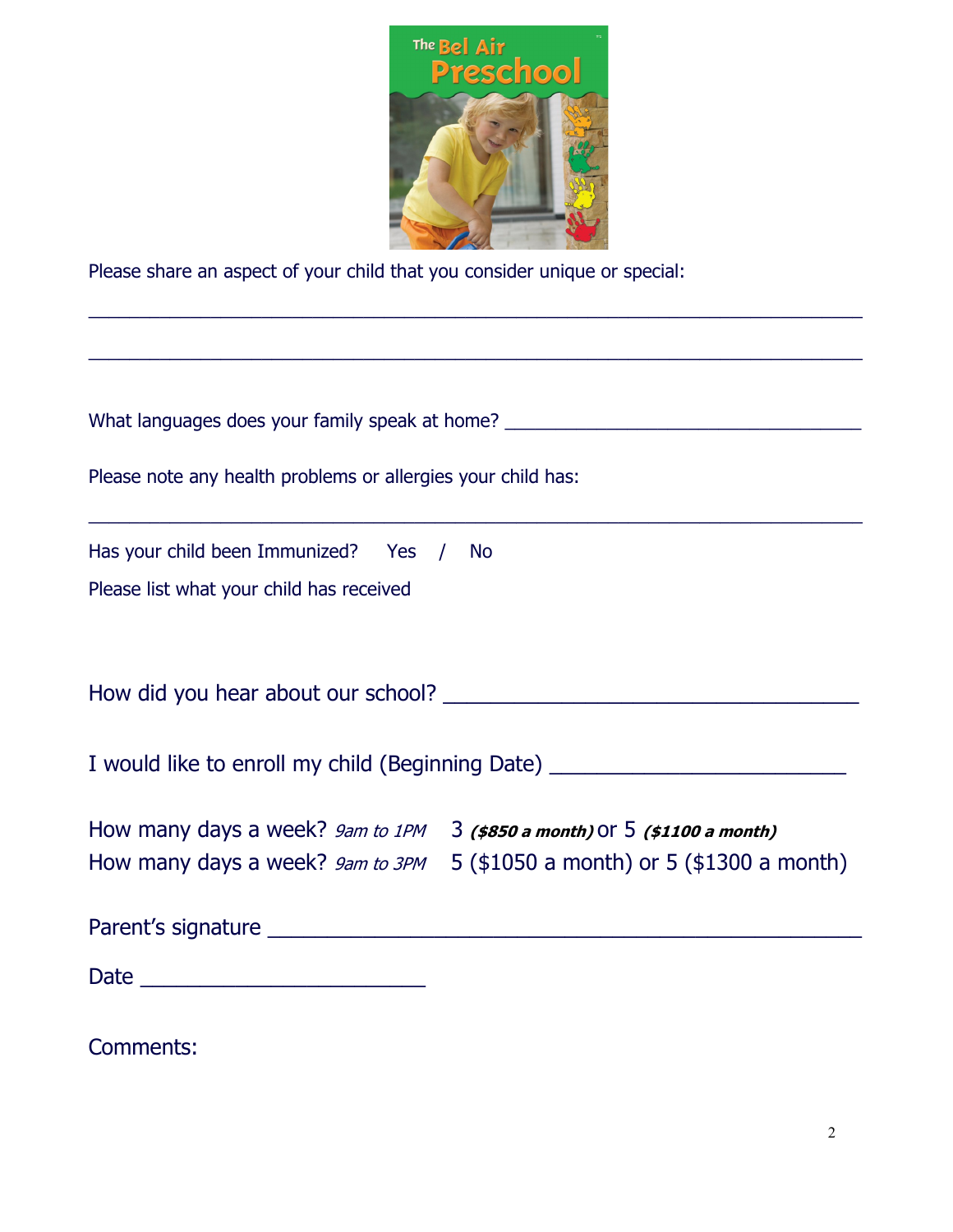Please share an aspect of your child that you consider unique or special:

\_\_\_\_\_\_\_\_\_\_\_\_\_\_\_\_\_\_\_\_\_\_\_\_\_\_\_\_\_\_\_\_\_\_\_\_\_\_\_\_\_\_\_\_\_\_\_\_\_\_\_\_\_\_\_\_\_\_\_\_\_\_\_\_\_\_

\_\_\_\_\_\_\_\_\_\_\_\_\_\_\_\_\_\_\_\_\_\_\_\_\_\_\_\_\_\_\_\_\_\_\_\_\_\_\_\_\_\_\_\_\_\_\_\_\_\_\_\_\_\_\_\_\_\_\_\_\_\_\_\_\_\_

What languages does your family speak at home? \_\_\_\_\_\_\_\_\_\_\_\_\_\_\_\_\_\_\_\_\_\_\_\_\_\_\_\_\_\_\_\_\_\_

Please note any health problems or allergies your child has:

\_\_\_\_\_\_\_\_\_\_\_\_\_\_\_\_\_\_\_\_\_\_\_\_\_\_\_\_\_\_\_\_\_\_\_\_\_\_\_\_\_\_\_\_\_\_\_\_\_\_\_\_\_\_\_\_\_\_\_\_\_\_\_\_\_\_

Has your child been Immunized?  Yes / No

Please list what your child has received

How did you hear about our school? \_\_\_\_\_\_\_\_\_\_\_\_\_\_\_\_\_\_\_\_\_\_\_\_\_\_\_\_\_\_\_\_\_\_\_\_

I would like to enroll my child (Beginning Date) \_\_\_\_\_\_\_\_\_\_\_\_\_\_\_\_\_\_\_\_\_\_\_\_\_\_

How many days a week? *9am to 1PM*  3 ***($850 a month)*** or 5 ***($1100 a month)***

How many days a week? *9am to 3PM*  5 ($1050 a month) or 5 ($1300 a month)

Parent's signature \_\_\_\_\_\_\_\_\_\_\_\_\_\_\_\_\_\_\_\_\_\_\_\_\_\_\_\_\_\_\_\_\_\_\_\_\_\_\_\_\_\_\_\_\_\_\_\_\_\_

Date \_\_\_\_\_\_\_\_\_\_\_\_\_\_\_\_\_\_\_\_\_\_\_\_\_

Comments: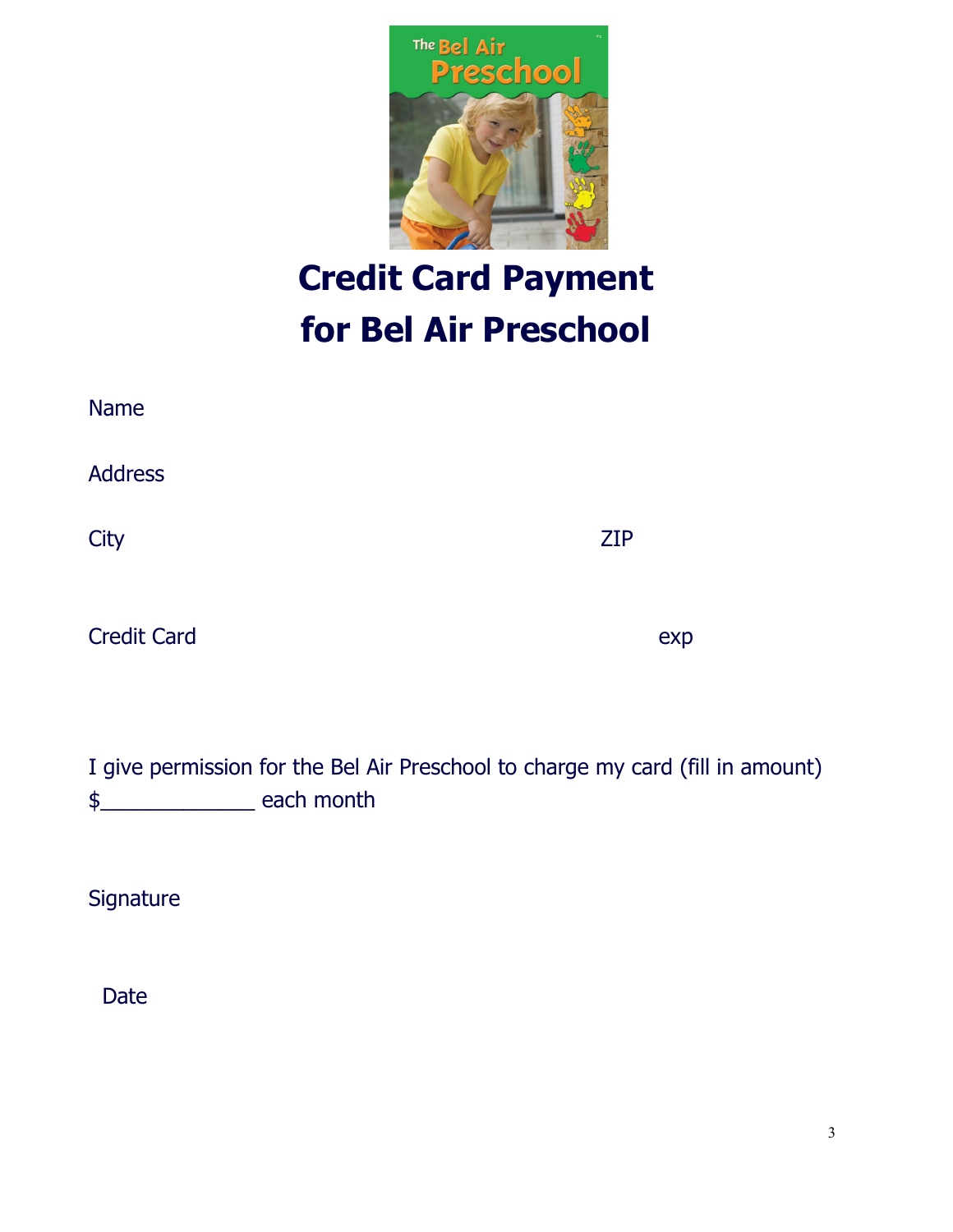# Credit Card Payment for Bel Air Preschool

Name

Address

City ZIP

Credit Card exp

I give permission for the Bel Air Preschool to charge my card (fill in amount) $_____________ each month

Signature

Date